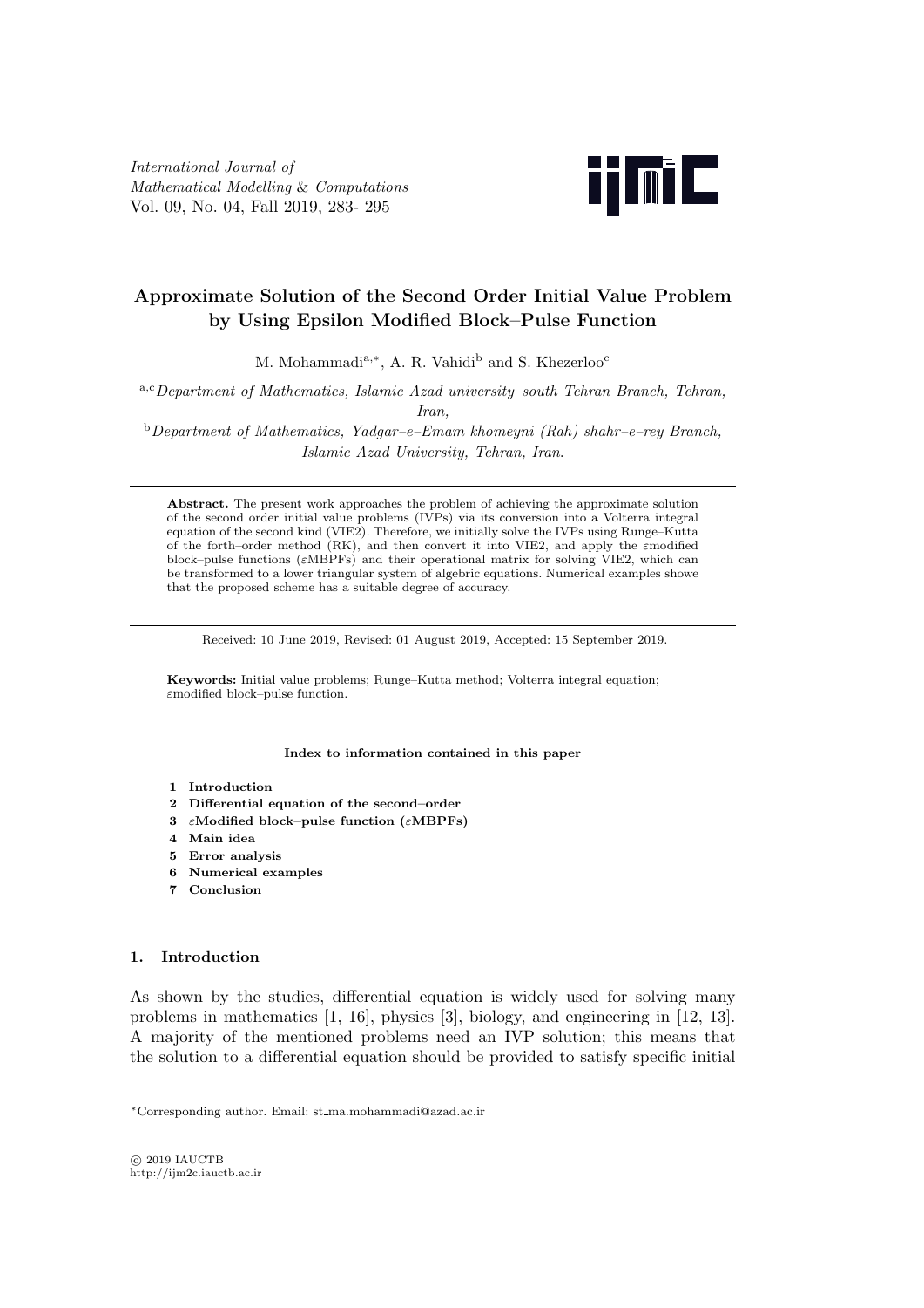# Approximate Solution of the Second Order Initial Value Problem by Using Epsilon Modified Block–Pulse Function

M. Mohammadi[a,*], A. R. Vahidi[b] and S. Khezerloo[c]

[a,c] *Department of Mathematics, Islamic Azad university–south Tehran Branch, Tehran, Iran,*

[b] *Department of Mathematics, Yadgar–e–Emam khomeyni (Rah) shahr–e–rey Branch, Islamic Azad University, Tehran, Iran.*

---

**Abstract.** The present work approaches the problem of achieving the approximate solution of the second order initial value problems (IVPs) via its conversion into a Volterra integral equation of the second kind (VIE2). Therefore, we initially solve the IVPs using Runge–Kutta of the forth–order method (RK), and then convert it into VIE2, and apply the $\varepsilon$modified block–pulse functions ($\varepsilon$MBPFs) and their operational matrix for solving VIE2, which can be transformed to a lower triangular system of algebric equations. Numerical examples showe that the proposed scheme has a suitable degree of accuracy.

---

Received: 10 June 2019, Revised: 01 August 2019, Accepted: 15 September 2019.

**Keywords:** Initial value problems; Runge–Kutta method; Volterra integral equation; $\varepsilon$modified block–pulse function.

**Index to information contained in this paper**

1. **Introduction**
2. **Differential equation of the second–order**
3. **$\varepsilon$Modified block–pulse function ($\varepsilon$MBPFs)**
4. **Main idea**
5. **Error analysis**
6. **Numerical examples**
7. **Conclusion**

## 1. Introduction

As shown by the studies, differential equation is widely used for solving many problems in mathematics [1, 16], physics [3], biology, and engineering in [12, 13]. A majority of the mentioned problems need an IVP solution; this means that the solution to a differential equation should be provided to satisfy specific initial

---

*Corresponding author. Email: st_ma.mohammadi@azad.ac.ir

© 2019 IAUCTB
http://ijm2c.iauctb.ac.ir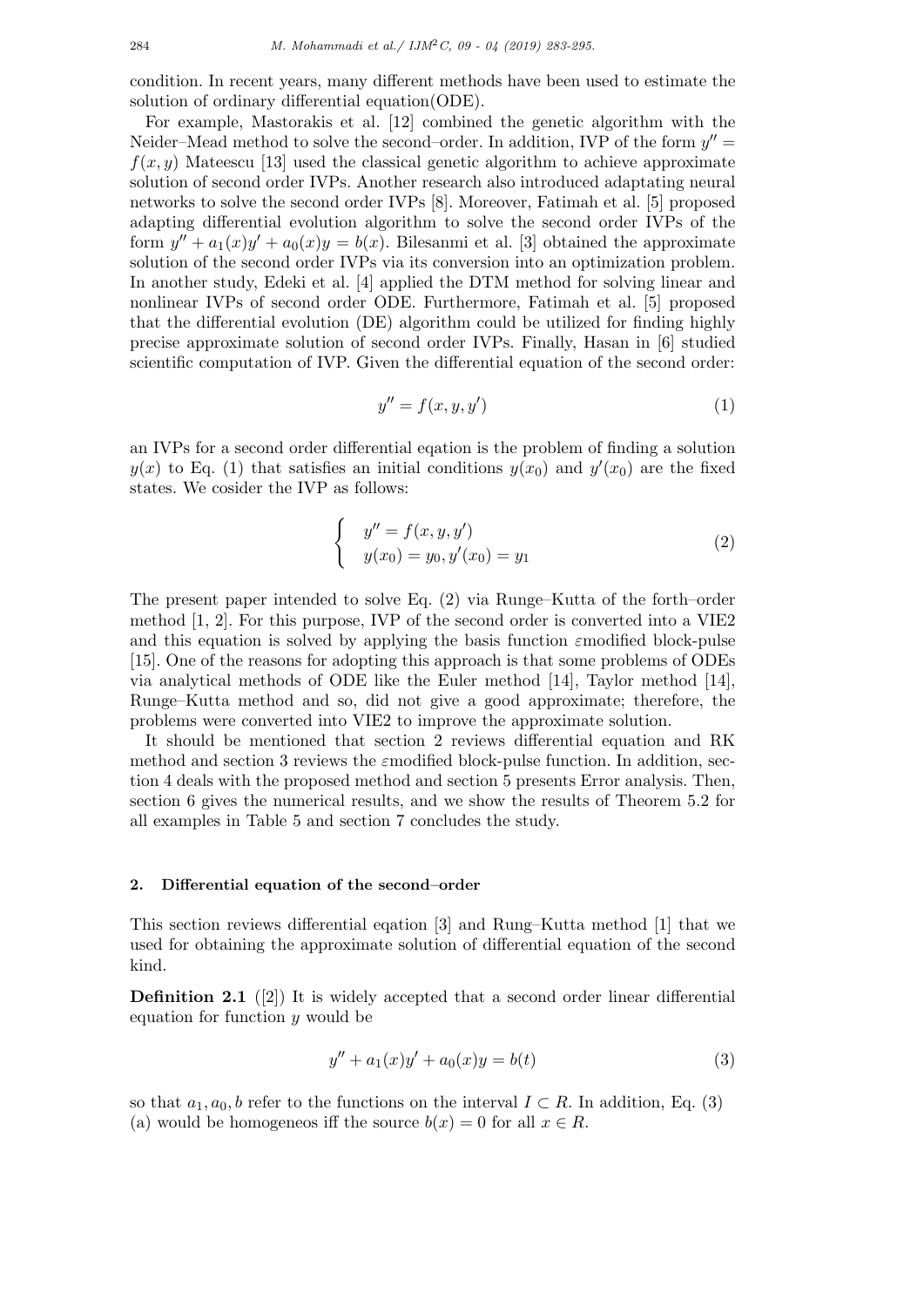condition. In recent years, many different methods have been used to estimate the solution of ordinary differential equation(ODE).

For example, Mastorakis et al. [12] combined the genetic algorithm with the Neider–Mead method to solve the second–order. In addition, IVP of the form $y'' = f(x, y)$ Mateescu [13] used the classical genetic algorithm to achieve approximate solution of second order IVPs. Another research also introduced adaptating neural networks to solve the second order IVPs [8]. Moreover, Fatimah et al. [5] proposed adapting differential evolution algorithm to solve the second order IVPs of the form $y'' + a_1(x)y' + a_0(x)y = b(x)$. Bilesanmi et al. [3] obtained the approximate solution of the second order IVPs via its conversion into an optimization problem. In another study, Edeki et al. [4] applied the DTM method for solving linear and nonlinear IVPs of second order ODE. Furthermore, Fatimah et al. [5] proposed that the differential evolution (DE) algorithm could be utilized for finding highly precise approximate solution of second order IVPs. Finally, Hasan in [6] studied scientific computation of IVP. Given the differential equation of the second order:

$$y'' = f(x, y, y') \tag{1}$$

an IVPs for a second order differential eqation is the problem of finding a solution $y(x)$ to Eq. (1) that satisfies an initial conditions $y(x_0)$ and $y'(x_0)$ are the fixed states. We cosider the IVP as follows:

$$\begin{cases} y'' = f(x, y, y') \\ y(x_0) = y_0, y'(x_0) = y_1 \end{cases} \tag{2}$$

The present paper intended to solve Eq. (2) via Runge–Kutta of the forth–order method [1, 2]. For this purpose, IVP of the second order is converted into a VIE2 and this equation is solved by applying the basis function $\varepsilon$modified block-pulse [15]. One of the reasons for adopting this approach is that some problems of ODEs via analytical methods of ODE like the Euler method [14], Taylor method [14], Runge–Kutta method and so, did not give a good approximate; therefore, the problems were converted into VIE2 to improve the approximate solution.

It should be mentioned that section 2 reviews differential equation and RK method and section 3 reviews the $\varepsilon$modified block-pulse function. In addition, section 4 deals with the proposed method and section 5 presents Error analysis. Then, section 6 gives the numerical results, and we show the results of Theorem 5.2 for all examples in Table 5 and section 7 concludes the study.

## 2. Differential equation of the second–order

This section reviews differential eqation [3] and Rung–Kutta method [1] that we used for obtaining the approximate solution of differential equation of the second kind.

**Definition 2.1** ([2]) It is widely accepted that a second order linear differential equation for function $y$ would be

$$y'' + a_1(x)y' + a_0(x)y = b(t) \tag{3}$$

so that $a_1, a_0, b$ refer to the functions on the interval $I \subset R$. In addition, Eq. (3) (a) would be homogeneos iff the source $b(x) = 0$ for all $x \in R$.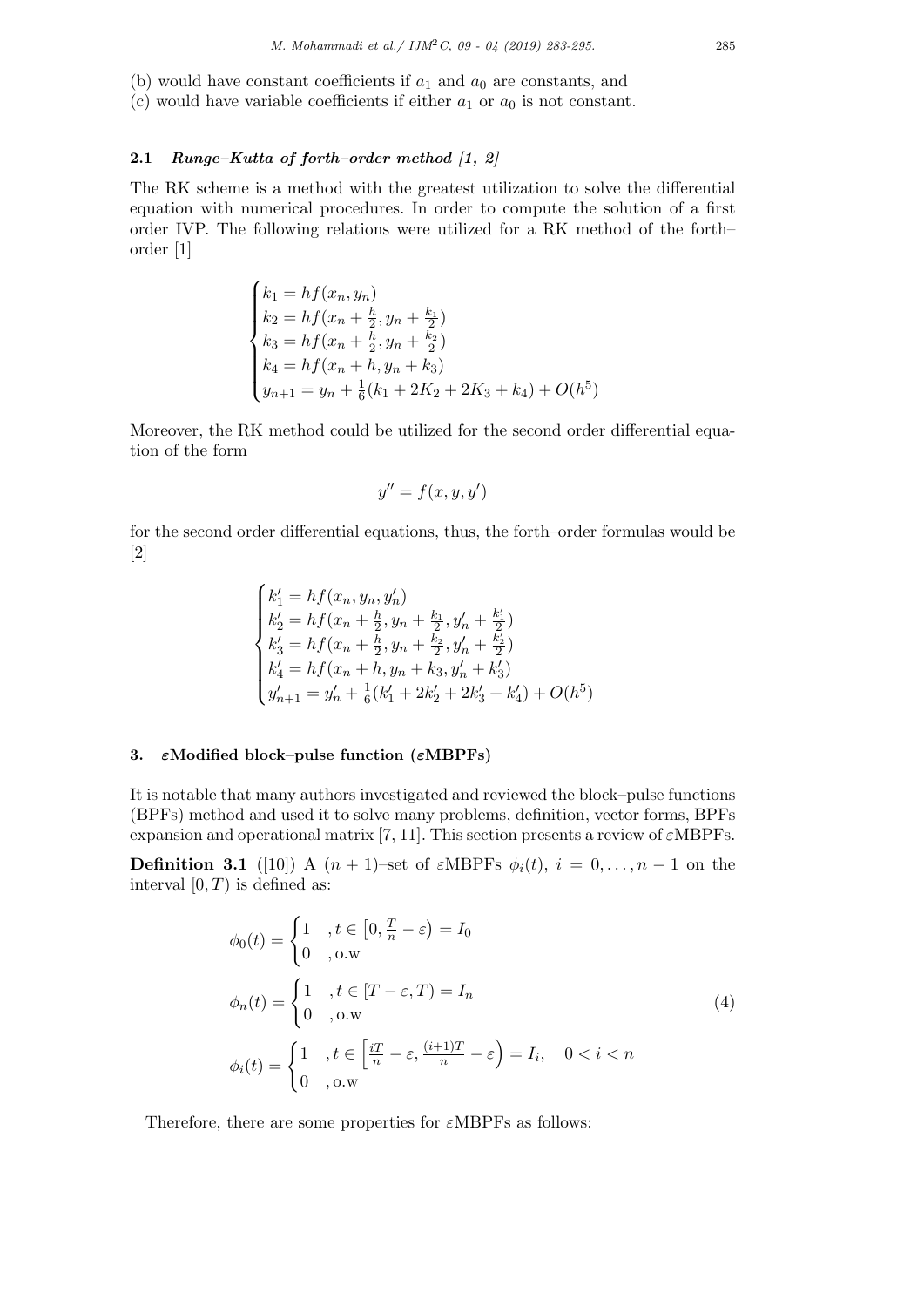(b) would have constant coefficients if $a_1$ and $a_0$ are constants, and

(c) would have variable coefficients if either $a_1$ or $a_0$ is not constant.

### 2.1 *Runge–Kutta of forth–order method [1, 2]*

The RK scheme is a method with the greatest utilization to solve the differential equation with numerical procedures. In order to compute the solution of a first order IVP. The following relations were utilized for a RK method of the forth–order [1]

$$
\begin{cases}
k_1 = hf(x_n, y_n) \\
k_2 = hf(x_n + \frac{h}{2}, y_n + \frac{k_1}{2}) \\
k_3 = hf(x_n + \frac{h}{2}, y_n + \frac{k_2}{2}) \\
k_4 = hf(x_n + h, y_n + k_3) \\
y_{n+1} = y_n + \frac{1}{6}(k_1 + 2K_2 + 2K_3 + k_4) + O(h^5)
\end{cases}
$$

Moreover, the RK method could be utilized for the second order differential equation of the form

$$
y'' = f(x, y, y')
$$

for the second order differential equations, thus, the forth–order formulas would be [2]

$$
\begin{cases}
k'_1 = hf(x_n, y_n, y'_n) \\
k'_2 = hf(x_n + \frac{h}{2}, y_n + \frac{k_1}{2}, y'_n + \frac{k'_1}{2}) \\
k'_3 = hf(x_n + \frac{h}{2}, y_n + \frac{k_2}{2}, y'_n + \frac{k'_2}{2}) \\
k'_4 = hf(x_n + h, y_n + k_3, y'_n + k'_3) \\
y'_{n+1} = y'_n + \frac{1}{6}(k'_1 + 2k'_2 + 2k'_3 + k'_4) + O(h^5)
\end{cases}
$$

## 3. $\varepsilon$Modified block–pulse function ($\varepsilon$MBPFs)

It is notable that many authors investigated and reviewed the block–pulse functions (BPFs) method and used it to solve many problems, definition, vector forms, BPFs expansion and operational matrix [7, 11]. This section presents a review of $\varepsilon$MBPFs.

**Definition 3.1** ([10]) A $(n+1)$–set of $\varepsilon$MBPFs $\phi_i(t)$, $i = 0, \ldots, n-1$ on the interval $[0, T)$ is defined as:

$$
\begin{aligned}
\phi_0(t) &= \begin{cases} 1 & , t \in \left[0, \frac{T}{n} - \varepsilon\right) = I_0 \\ 0 & , \text{o.w} \end{cases} \\
\phi_n(t) &= \begin{cases} 1 & , t \in [T - \varepsilon, T) = I_n \\ 0 & , \text{o.w} \end{cases} \\
\phi_i(t) &= \begin{cases} 1 & , t \in \left[\frac{iT}{n} - \varepsilon, \frac{(i+1)T}{n} - \varepsilon\right) = I_i, \quad 0 < i < n \\ 0 & , \text{o.w} \end{cases}
\end{aligned}
\tag{4}
$$

Therefore, there are some properties for $\varepsilon$MBPFs as follows: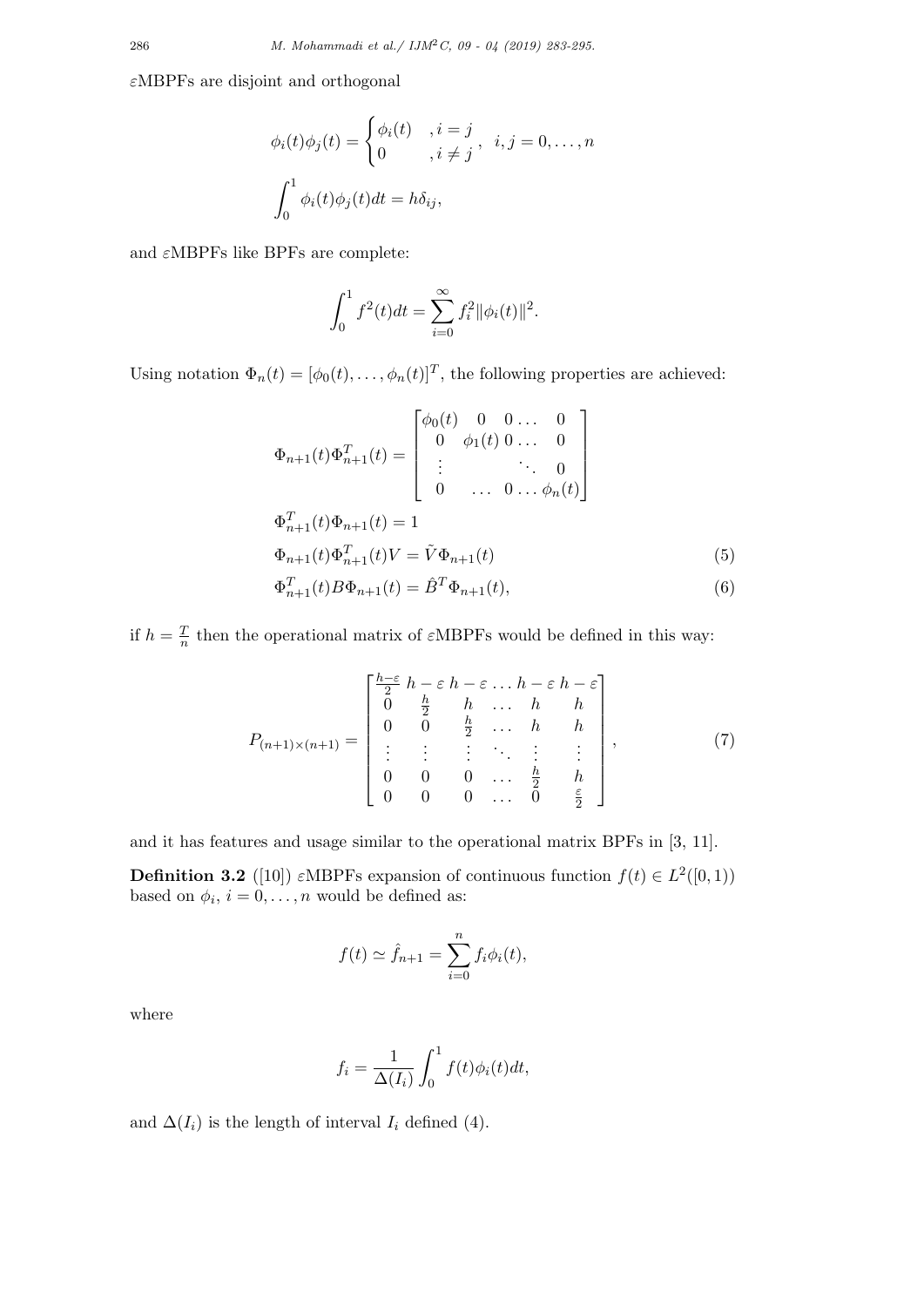$\varepsilon$MBPFs are disjoint and orthogonal

$$
\phi_i(t)\phi_j(t) = \begin{cases} \phi_i(t) & , i = j \\ 0 & , i \neq j \end{cases}, \quad i, j = 0, \ldots, n
$$

$$
\int_0^1 \phi_i(t)\phi_j(t)dt = h\delta_{ij},
$$

and $\varepsilon$MBPFs like BPFs are complete:

$$
\int_0^1 f^2(t)dt = \sum_{i=0}^{\infty} f_i^2 \|\phi_i(t)\|^2.
$$

Using notation $\Phi_n(t) = [\phi_0(t), \ldots, \phi_n(t)]^T$, the following properties are achieved:

$$
\Phi_{n+1}(t)\Phi_{n+1}^T(t) = \begin{bmatrix} \phi_0(t) & 0 & 0 \ldots & 0 \\ 0 & \phi_1(t) & 0 \ldots & 0 \\ \vdots & & \ddots & 0 \\ 0 & \ldots & 0 \ldots & \phi_n(t) \end{bmatrix}
$$

$$
\Phi_{n+1}^T(t)\Phi_{n+1}(t) = 1
$$

$$
\Phi_{n+1}(t)\Phi_{n+1}^T(t)V = \tilde{V}\Phi_{n+1}(t) \tag{5}
$$

$$
\Phi_{n+1}^T(t)B\Phi_{n+1}(t) = \hat{B}^T\Phi_{n+1}(t), \tag{6}
$$

if $h = \frac{T}{n}$ then the operational matrix of $\varepsilon$MBPFs would be defined in this way:

$$
P_{(n+1)\times(n+1)} = \begin{bmatrix} \frac{h-\varepsilon}{2} & h-\varepsilon & h-\varepsilon & \ldots & h-\varepsilon & h-\varepsilon \\ 0 & \frac{h}{2} & h & \ldots & h & h \\ 0 & 0 & \frac{h}{2} & \ldots & h & h \\ \vdots & \vdots & \vdots & \ddots & \vdots & \vdots \\ 0 & 0 & 0 & \ldots & \frac{h}{2} & h \\ 0 & 0 & 0 & \ldots & 0 & \frac{\varepsilon}{2} \end{bmatrix}, \tag{7}
$$

and it has features and usage similar to the operational matrix BPFs in [3, 11].

**Definition 3.2** ([10]) $\varepsilon$MBPFs expansion of continuous function $f(t) \in L^2([0,1))$ based on $\phi_i$, $i = 0, \ldots, n$ would be defined as:

$$
f(t) \simeq \hat{f}_{n+1} = \sum_{i=0}^{n} f_i \phi_i(t),
$$

where

$$
f_i = \frac{1}{\Delta(I_i)} \int_0^1 f(t)\phi_i(t)dt,
$$

and $\Delta(I_i)$ is the length of interval $I_i$ defined (4).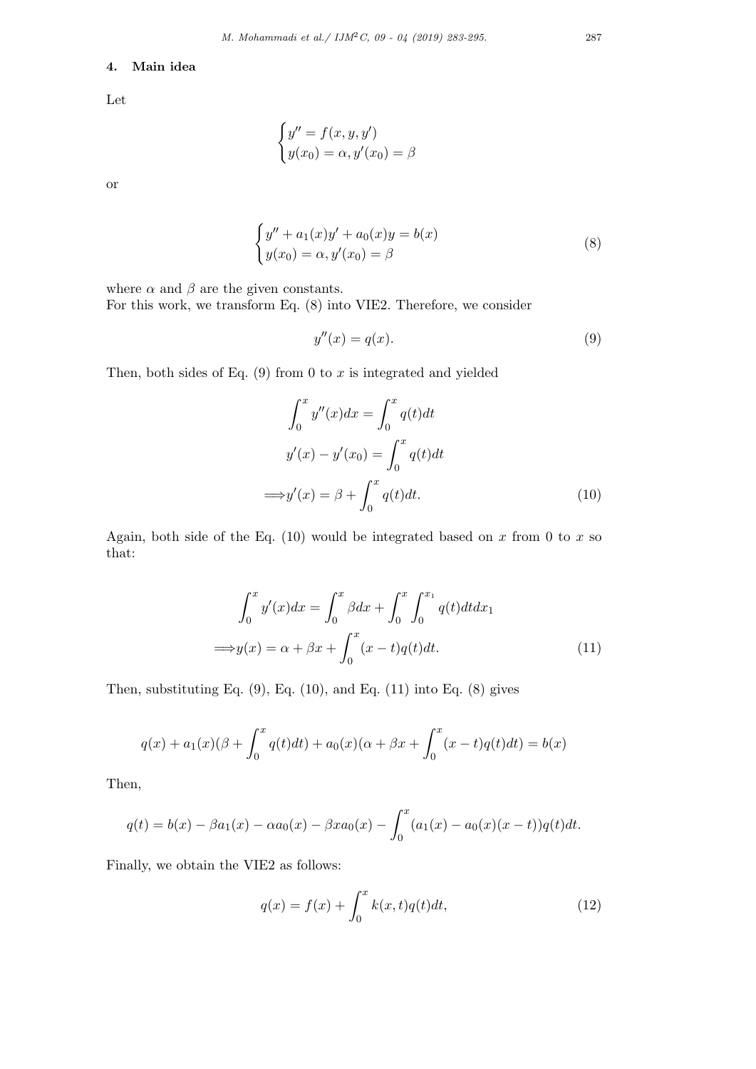## 4. Main idea

Let

$$
\begin{cases}
y'' = f(x, y, y') \\
y(x_0) = \alpha, y'(x_0) = \beta
\end{cases}
$$

or

$$
\begin{cases}
y'' + a_1(x)y' + a_0(x)y = b(x) \\
y(x_0) = \alpha, y'(x_0) = \beta
\end{cases}
\tag{8}
$$

where $\alpha$ and $\beta$ are the given constants.
For this work, we transform Eq. (8) into VIE2. Therefore, we consider

$$
y''(x) = q(x). \tag{9}
$$

Then, both sides of Eq. (9) from 0 to $x$ is integrated and yielded

$$
\begin{aligned}
\int_0^x y''(x)dx &= \int_0^x q(t)dt \\
y'(x) - y'(x_0) &= \int_0^x q(t)dt \\
\Longrightarrow y'(x) &= \beta + \int_0^x q(t)dt.
\end{aligned}
\tag{10}
$$

Again, both side of the Eq. (10) would be integrated based on $x$ from 0 to $x$ so that:

$$
\begin{aligned}
\int_0^x y'(x)dx &= \int_0^x \beta dx + \int_0^x \int_0^{x_1} q(t)dtdx_1 \\
\Longrightarrow y(x) &= \alpha + \beta x + \int_0^x (x-t)q(t)dt.
\end{aligned}
\tag{11}
$$

Then, substituting Eq. (9), Eq. (10), and Eq. (11) into Eq. (8) gives

$$
q(x) + a_1(x)(\beta + \int_0^x q(t)dt) + a_0(x)(\alpha + \beta x + \int_0^x (x-t)q(t)dt) = b(x)
$$

Then,

$$
q(t) = b(x) - \beta a_1(x) - \alpha a_0(x) - \beta x a_0(x) - \int_0^x (a_1(x) - a_0(x)(x-t))q(t)dt.
$$

Finally, we obtain the VIE2 as follows:

$$
q(x) = f(x) + \int_0^x k(x,t)q(t)dt, \tag{12}
$$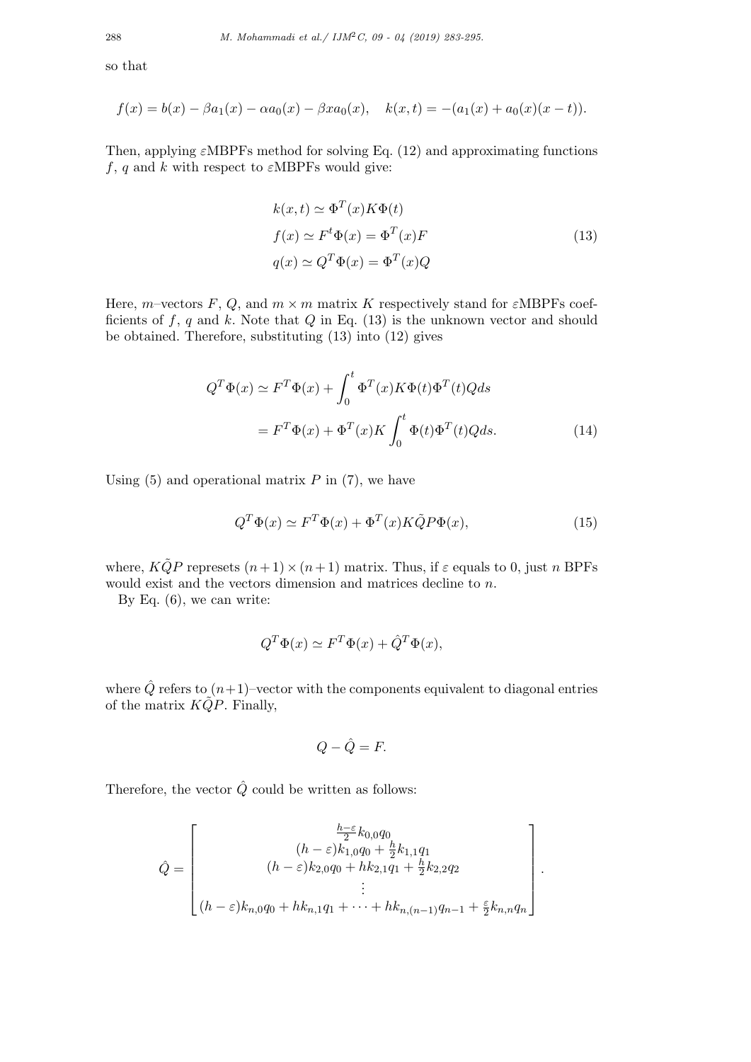so that

$$f(x) = b(x) - \beta a_1(x) - \alpha a_0(x) - \beta x a_0(x), \quad k(x,t) = -(a_1(x) + a_0(x)(x-t)).$$

Then, applying $\varepsilon$MBPFs method for solving Eq. (12) and approximating functions $f$, $q$ and $k$ with respect to $\varepsilon$MBPFs would give:

$$\begin{aligned} k(x,t) &\simeq \Phi^T(x) K \Phi(t) \\ f(x) &\simeq F^t \Phi(x) = \Phi^T(x) F \\ q(x) &\simeq Q^T \Phi(x) = \Phi^T(x) Q \end{aligned} \tag{13}$$

Here, $m$–vectors $F$, $Q$, and $m \times m$ matrix $K$ respectively stand for $\varepsilon$MBPFs coefficients of $f$, $q$ and $k$. Note that $Q$ in Eq. (13) is the unknown vector and should be obtained. Therefore, substituting (13) into (12) gives

$$\begin{aligned} Q^T \Phi(x) &\simeq F^T \Phi(x) + \int_0^t \Phi^T(x) K \Phi(t) \Phi^T(t) Q ds \\ &= F^T \Phi(x) + \Phi^T(x) K \int_0^t \Phi(t) \Phi^T(t) Q ds. \end{aligned} \tag{14}$$

Using (5) and operational matrix $P$ in (7), we have

$$Q^T \Phi(x) \simeq F^T \Phi(x) + \Phi^T(x) K \tilde{Q} P \Phi(x), \tag{15}$$

where, $K\tilde{Q}P$ represets $(n+1) \times (n+1)$ matrix. Thus, if $\varepsilon$ equals to 0, just $n$ BPFs would exist and the vectors dimension and matrices decline to $n$.

By Eq. (6), we can write:

$$Q^T \Phi(x) \simeq F^T \Phi(x) + \hat{Q}^T \Phi(x),$$

where $\hat{Q}$ refers to $(n+1)$–vector with the components equivalent to diagonal entries of the matrix $K\tilde{Q}P$. Finally,

$$Q - \hat{Q} = F.$$

Therefore, the vector $\hat{Q}$ could be written as follows:

$$\hat{Q} = \begin{bmatrix} \frac{h-\varepsilon}{2} k_{0,0} q_0 \\ (h-\varepsilon) k_{1,0} q_0 + \frac{h}{2} k_{1,1} q_1 \\ (h-\varepsilon) k_{2,0} q_0 + h k_{2,1} q_1 + \frac{h}{2} k_{2,2} q_2 \\ \vdots \\ (h-\varepsilon) k_{n,0} q_0 + h k_{n,1} q_1 + \cdots + h k_{n,(n-1)} q_{n-1} + \frac{\varepsilon}{2} k_{n,n} q_n \end{bmatrix}.$$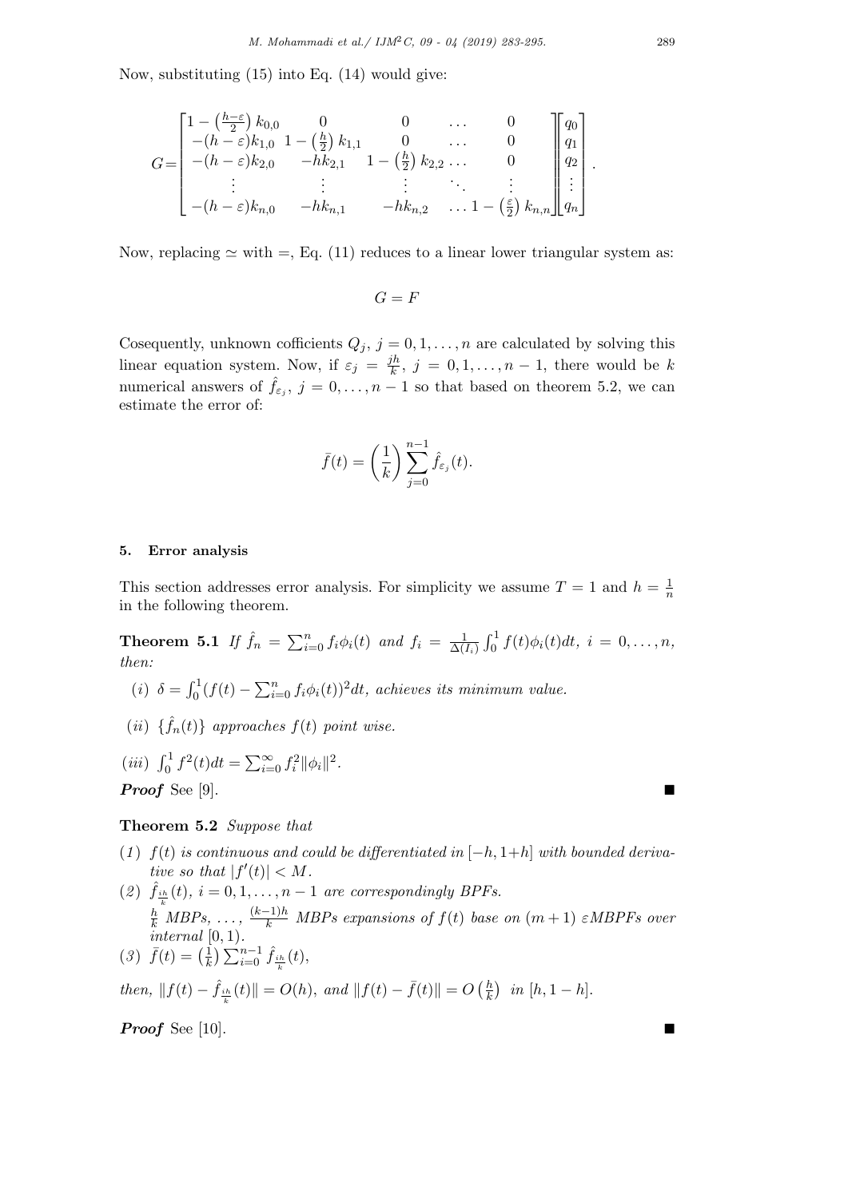Now, substituting (15) into Eq. (14) would give:

$$G=\begin{bmatrix} 1-\left(\frac{h-\varepsilon}{2}\right)k_{0,0} & 0 & 0 & \dots & 0 \\ -(h-\varepsilon)k_{1,0} & 1-\left(\frac{h}{2}\right)k_{1,1} & 0 & \dots & 0 \\ -(h-\varepsilon)k_{2,0} & -hk_{2,1} & 1-\left(\frac{h}{2}\right)k_{2,2} & \dots & 0 \\ \vdots & \vdots & \vdots & \ddots & \vdots \\ -(h-\varepsilon)k_{n,0} & -hk_{n,1} & -hk_{n,2} & \dots & 1-\left(\frac{\varepsilon}{2}\right)k_{n,n} \end{bmatrix}\begin{bmatrix} q_0 \\ q_1 \\ q_2 \\ \vdots \\ q_n \end{bmatrix}.$$

Now, replacing $\simeq$ with $=$, Eq. (11) reduces to a linear lower triangular system as:

$$G = F$$

Cosequently, unknown cofficients $Q_j$, $j = 0, 1, \dots, n$ are calculated by solving this linear equation system. Now, if $\varepsilon_j = \frac{jh}{k}$, $j = 0, 1, \dots, n-1$, there would be $k$ numerical answers of $\hat{f}_{\varepsilon_j}$, $j = 0, \dots, n-1$ so that based on theorem 5.2, we can estimate the error of:

$$\bar{f}(t) = \left(\frac{1}{k}\right)\sum_{j=0}^{n-1} \hat{f}_{\varepsilon_j}(t).$$

## 5. Error analysis

This section addresses error analysis. For simplicity we assume $T = 1$ and $h = \frac{1}{n}$ in the following theorem.

**Theorem 5.1** *If* $\hat{f}_n = \sum_{i=0}^{n} f_i \phi_i(t)$ *and* $f_i = \frac{1}{\Delta(I_i)}\int_0^1 f(t)\phi_i(t)dt$, $i = 0, \dots, n$, *then:*

(*i*) $\delta = \int_0^1 (f(t) - \sum_{i=0}^{n} f_i \phi_i(t))^2 dt$, *achieves its minimum value.*

(*ii*) $\{\hat{f}_n(t)\}$ *approaches* $f(t)$ *point wise.*

(*iii*) $\int_0^1 f^2(t)dt = \sum_{i=0}^{\infty} f_i^2 \|\phi_i\|^2$.

***Proof*** See [9]. ∎

**Theorem 5.2** *Suppose that*

(*1*) $f(t)$ *is continuous and could be differentiated in* $[-h, 1+h]$ *with bounded derivative so that* $|f'(t)| < M$.

(*2*) $\hat{f}_{\frac{ih}{k}}(t)$, $i = 0, 1, \dots, n-1$ *are correspondingly BPFs.* $\frac{h}{k}$ *MBPs,* $\dots$, $\frac{(k-1)h}{k}$ *MBPs expansions of* $f(t)$ *base on* $(m+1)$ $\varepsilon$*MBPFs over internal* $[0, 1)$.

(*3*) $\bar{f}(t) = \left(\frac{1}{k}\right)\sum_{i=0}^{n-1} \hat{f}_{\frac{ih}{k}}(t)$,

*then,* $\|f(t) - \hat{f}_{\frac{ih}{k}}(t)\| = O(h)$, *and* $\|f(t) - \bar{f}(t)\| = O\left(\frac{h}{k}\right)$ *in* $[h, 1-h]$.

***Proof*** See [10]. ∎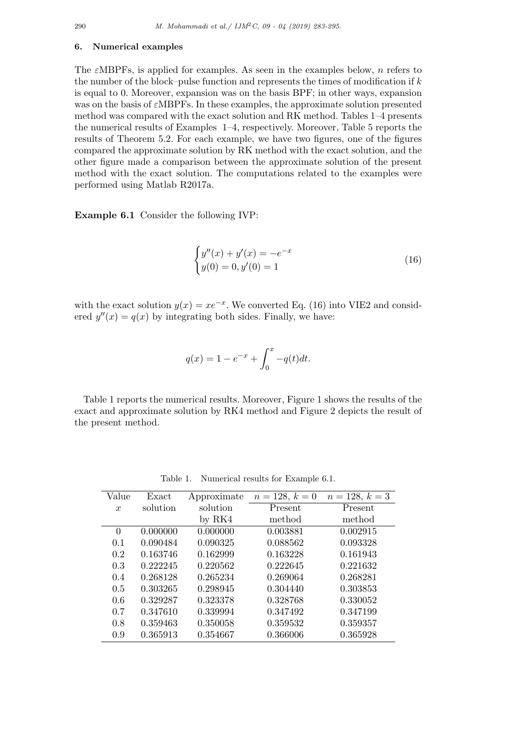## 6. Numerical examples

The $\varepsilon$MBPFs, is applied for examples. As seen in the examples below, $n$ refers to the number of the block–pulse function and represents the times of modification if $k$ is equal to 0. Moreover, expansion was on the basis BPF; in other ways, expansion was on the basis of $\varepsilon$MBPFs. In these examples, the approximate solution presented method was compared with the exact solution and RK method. Tables 1–4 presents the numerical results of Examples 1–4, respectively. Moreover, Table 5 reports the results of Theorem 5.2. For each example, we have two figures, one of the figures compared the approximate solution by RK method with the exact solution, and the other figure made a comparison between the approximate solution of the present method with the exact solution. The computations related to the examples were performed using Matlab R2017a.

**Example 6.1** Consider the following IVP:

$$\begin{cases} y''(x) + y'(x) = -e^{-x} \\ y(0) = 0, y'(0) = 1 \end{cases} \tag{16}$$

with the exact solution $y(x) = xe^{-x}$. We converted Eq. (16) into VIE2 and considered $y''(x) = q(x)$ by integrating both sides. Finally, we have:

$$q(x) = 1 - e^{-x} + \int_0^x -q(t)dt.$$

Table 1 reports the numerical results. Moreover, Figure 1 shows the results of the exact and approximate solution by RK4 method and Figure 2 depicts the result of the present method.

Table 1. Numerical results for Example 6.1.

| Value | Exact | Approximate | $n = 128,\ k = 0$ | $n = 128,\ k = 3$ |
|---|---|---|---|---|
| $x$ | solution | solution | Present | Present |
| | | by RK4 | method | method |
| 0 | 0.000000 | 0.000000 | 0.003881 | 0.002915 |
| 0.1 | 0.090484 | 0.090325 | 0.088562 | 0.093328 |
| 0.2 | 0.163746 | 0.162999 | 0.163228 | 0.161943 |
| 0.3 | 0.222245 | 0.220562 | 0.222645 | 0.221632 |
| 0.4 | 0.268128 | 0.265234 | 0.269064 | 0.268281 |
| 0.5 | 0.303265 | 0.298945 | 0.304440 | 0.303853 |
| 0.6 | 0.329287 | 0.323378 | 0.328768 | 0.330052 |
| 0.7 | 0.347610 | 0.339994 | 0.347492 | 0.347199 |
| 0.8 | 0.359463 | 0.350058 | 0.359532 | 0.359357 |
| 0.9 | 0.365913 | 0.354667 | 0.366006 | 0.365928 |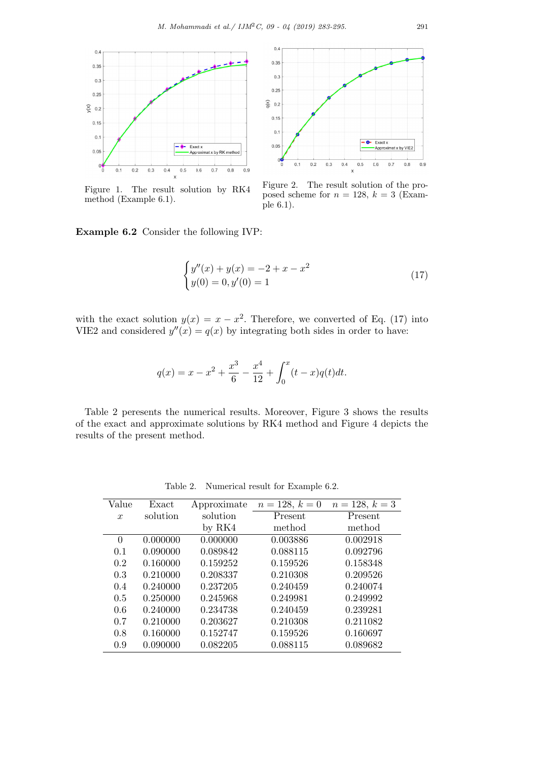Figure 1. The result solution by RK4 method (Example 6.1).

Figure 2. The result solution of the proposed scheme for $n = 128$, $k = 3$ (Example 6.1).

**Example 6.2** Consider the following IVP:

$$\begin{cases} y''(x) + y(x) = -2 + x - x^2 \\ y(0) = 0, y'(0) = 1 \end{cases} \tag{17}$$

with the exact solution $y(x) = x - x^2$. Therefore, we converted of Eq. (17) into VIE2 and considered $y''(x) = q(x)$ by integrating both sides in order to have:

$$q(x) = x - x^2 + \frac{x^3}{6} - \frac{x^4}{12} + \int_0^x (t - x)q(t)dt.$$

Table 2 peresents the numerical results. Moreover, Figure 3 shows the results of the exact and approximate solutions by RK4 method and Figure 4 depicts the results of the present method.

Table 2. Numerical result for Example 6.2.

| Value $x$ | Exact solution | Approximate solution by RK4 | $n = 128$, $k = 0$ Present method | $n = 128$, $k = 3$ Present method |
|---|---|---|---|---|
| 0 | 0.000000 | 0.000000 | 0.003886 | 0.002918 |
| 0.1 | 0.090000 | 0.089842 | 0.088115 | 0.092796 |
| 0.2 | 0.160000 | 0.159252 | 0.159526 | 0.158348 |
| 0.3 | 0.210000 | 0.208337 | 0.210308 | 0.209526 |
| 0.4 | 0.240000 | 0.237205 | 0.240459 | 0.240074 |
| 0.5 | 0.250000 | 0.245968 | 0.249981 | 0.249992 |
| 0.6 | 0.240000 | 0.234738 | 0.240459 | 0.239281 |
| 0.7 | 0.210000 | 0.203627 | 0.210308 | 0.211082 |
| 0.8 | 0.160000 | 0.152747 | 0.159526 | 0.160697 |
| 0.9 | 0.090000 | 0.082205 | 0.088115 | 0.089682 |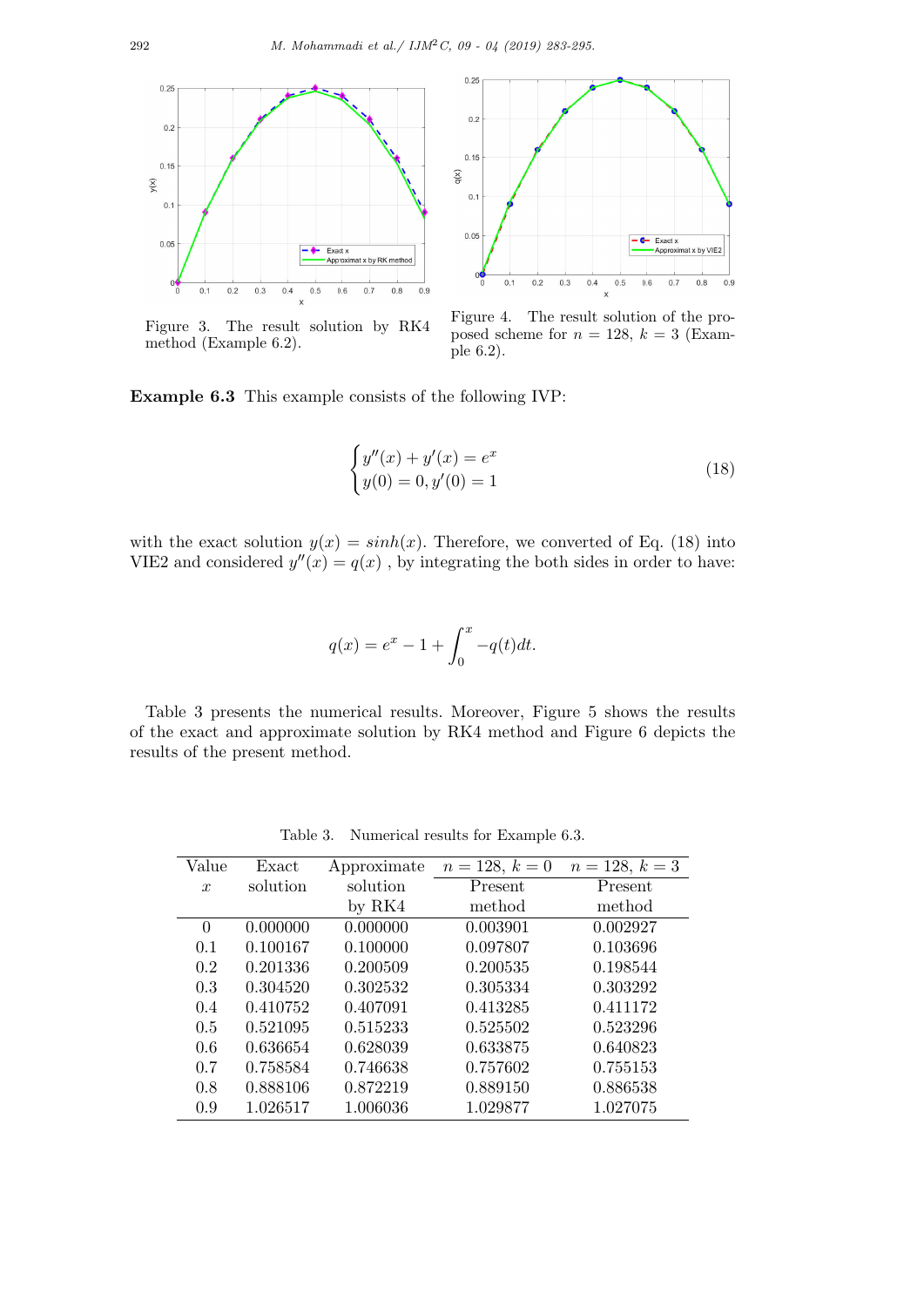Figure 3. The result solution by RK4 method (Example 6.2).

Figure 4. The result solution of the proposed scheme for $n = 128$, $k = 3$ (Example 6.2).

**Example 6.3** This example consists of the following IVP:

$$
\begin{cases} y''(x) + y'(x) = e^x \\ y(0) = 0, y'(0) = 1 \end{cases} \tag{18}
$$

with the exact solution $y(x) = sinh(x)$. Therefore, we converted of Eq. (18) into VIE2 and considered $y''(x) = q(x)$ , by integrating the both sides in order to have:

$$
q(x) = e^x - 1 + \int_0^x -q(t)dt.
$$

Table 3 presents the numerical results. Moreover, Figure 5 shows the results of the exact and approximate solution by RK4 method and Figure 6 depicts the results of the present method.

Table 3. Numerical results for Example 6.3.

| Value $x$ | Exact solution | Approximate solution by RK4 | $n = 128,\ k = 0$ Present method | $n = 128,\ k = 3$ Present method |
|---|---|---|---|---|
| 0 | 0.000000 | 0.000000 | 0.003901 | 0.002927 |
| 0.1 | 0.100167 | 0.100000 | 0.097807 | 0.103696 |
| 0.2 | 0.201336 | 0.200509 | 0.200535 | 0.198544 |
| 0.3 | 0.304520 | 0.302532 | 0.305334 | 0.303292 |
| 0.4 | 0.410752 | 0.407091 | 0.413285 | 0.411172 |
| 0.5 | 0.521095 | 0.515233 | 0.525502 | 0.523296 |
| 0.6 | 0.636654 | 0.628039 | 0.633875 | 0.640823 |
| 0.7 | 0.758584 | 0.746638 | 0.757602 | 0.755153 |
| 0.8 | 0.888106 | 0.872219 | 0.889150 | 0.886538 |
| 0.9 | 1.026517 | 1.006036 | 1.029877 | 1.027075 |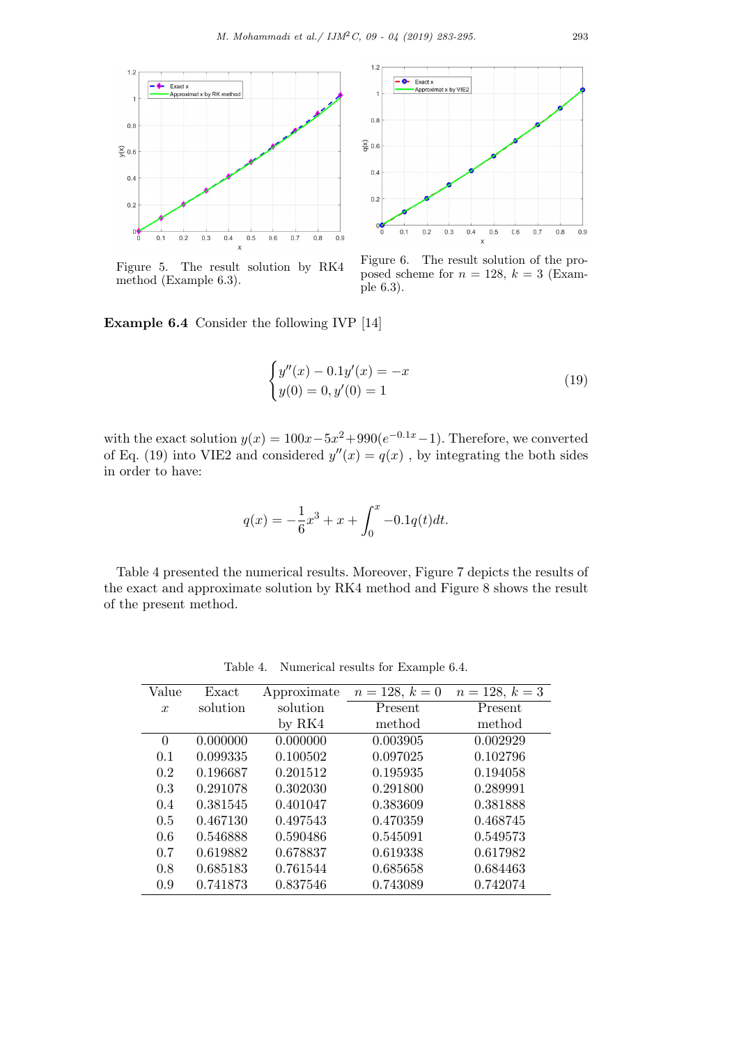Figure 5. The result solution by RK4 method (Example 6.3).

Figure 6. The result solution of the proposed scheme for $n = 128$, $k = 3$ (Example 6.3).

**Example 6.4** Consider the following IVP [14]

$$\begin{cases} y''(x) - 0.1y'(x) = -x \\ y(0) = 0, y'(0) = 1 \end{cases} \tag{19}$$

with the exact solution $y(x) = 100x - 5x^2 + 990(e^{-0.1x} - 1)$. Therefore, we converted of Eq. (19) into VIE2 and considered $y''(x) = q(x)$ , by integrating the both sides in order to have:

$$q(x) = -\frac{1}{6}x^3 + x + \int_0^x -0.1q(t)dt.$$

Table 4 presented the numerical results. Moreover, Figure 7 depicts the results of the exact and approximate solution by RK4 method and Figure 8 shows the result of the present method.

Table 4. Numerical results for Example 6.4.

| Value $x$ | Exact solution | Approximate solution by RK4 | $n = 128,\ k = 0$ Present method | $n = 128,\ k = 3$ Present method |
|---|---|---|---|---|
| 0 | 0.000000 | 0.000000 | 0.003905 | 0.002929 |
| 0.1 | 0.099335 | 0.100502 | 0.097025 | 0.102796 |
| 0.2 | 0.196687 | 0.201512 | 0.195935 | 0.194058 |
| 0.3 | 0.291078 | 0.302030 | 0.291800 | 0.289991 |
| 0.4 | 0.381545 | 0.401047 | 0.383609 | 0.381888 |
| 0.5 | 0.467130 | 0.497543 | 0.470359 | 0.468745 |
| 0.6 | 0.546888 | 0.590486 | 0.545091 | 0.549573 |
| 0.7 | 0.619882 | 0.678837 | 0.619338 | 0.617982 |
| 0.8 | 0.685183 | 0.761544 | 0.685658 | 0.684463 |
| 0.9 | 0.741873 | 0.837546 | 0.743089 | 0.742074 |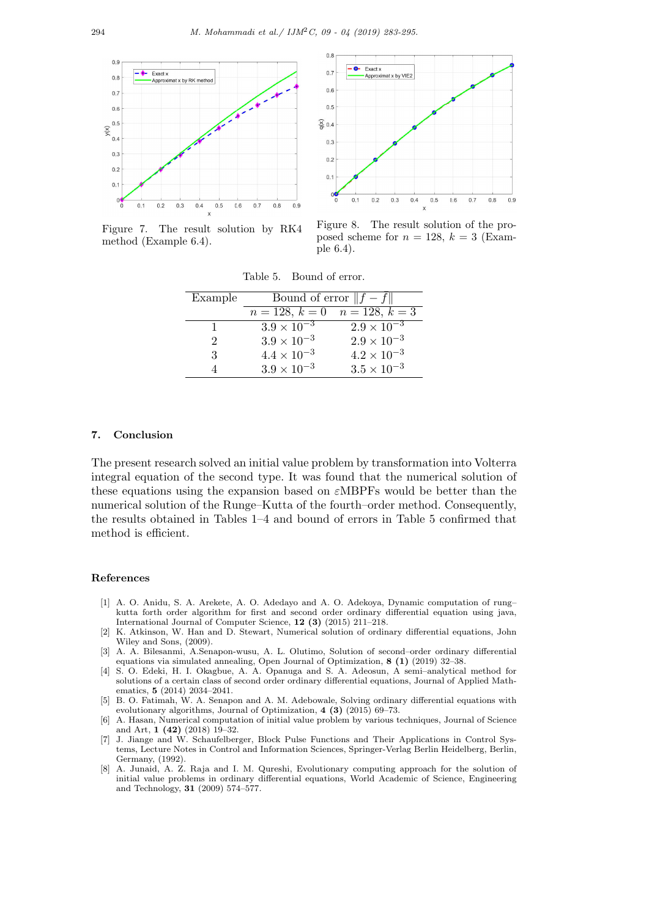Figure 7. The result solution by RK4 method (Example 6.4).

Figure 8. The result solution of the proposed scheme for $n = 128$, $k = 3$ (Example 6.4).

Table 5. Bound of error.

| Example | Bound of error $\|f - \tilde{f}\|$ | |
|---|---|---|
| | $n = 128$, $k = 0$ | $n = 128$, $k = 3$ |
| 1 | $3.9 \times 10^{-3}$ | $2.9 \times 10^{-3}$ |
| 2 | $3.9 \times 10^{-3}$ | $2.9 \times 10^{-3}$ |
| 3 | $4.4 \times 10^{-3}$ | $4.2 \times 10^{-3}$ |
| 4 | $3.9 \times 10^{-3}$ | $3.5 \times 10^{-3}$ |

## 7. Conclusion

The present research solved an initial value problem by transformation into Volterra integral equation of the second type. It was found that the numerical solution of these equations using the expansion based on $\varepsilon$MBPFs would be better than the numerical solution of the Runge–Kutta of the fourth–order method. Consequently, the results obtained in Tables 1–4 and bound of errors in Table 5 confirmed that method is efficient.

## References

[1] A. O. Anidu, S. A. Arekete, A. O. Adedayo and A. O. Adekoya, Dynamic computation of rung–kutta forth order algorithm for first and second order ordinary differential equation using java, International Journal of Computer Science, **12 (3)** (2015) 211–218.

[2] K. Atkinson, W. Han and D. Stewart, Numerical solution of ordinary differential equations, John Wiley and Sons, (2009).

[3] A. A. Bilesanmi, A.Senapon-wusu, A. L. Olutimo, Solution of second–order ordinary differential equations via simulated annealing, Open Journal of Optimization, **8 (1)** (2019) 32–38.

[4] S. O. Edeki, H. I. Okagbue, A. A. Opanuga and S. A. Adeosun, A semi–analytical method for solutions of a certain class of second order ordinary differential equations, Journal of Applied Mathematics, **5** (2014) 2034–2041.

[5] B. O. Fatimah, W. A. Senapon and A. M. Adebowale, Solving ordinary differential equations with evolutionary algorithms, Journal of Optimization, **4 (3)** (2015) 69–73.

[6] A. Hasan, Numerical computation of initial value problem by various techniques, Journal of Science and Art, **1 (42)** (2018) 19–32.

[7] J. Jiange and W. Schaufelberger, Block Pulse Functions and Their Applications in Control Systems, Lecture Notes in Control and Information Sciences, Springer-Verlag Berlin Heidelberg, Berlin, Germany, (1992).

[8] A. Junaid, A. Z. Raja and I. M. Qureshi, Evolutionary computing approach for the solution of initial value problems in ordinary differential equations, World Academic of Science, Engineering and Technology, **31** (2009) 574–577.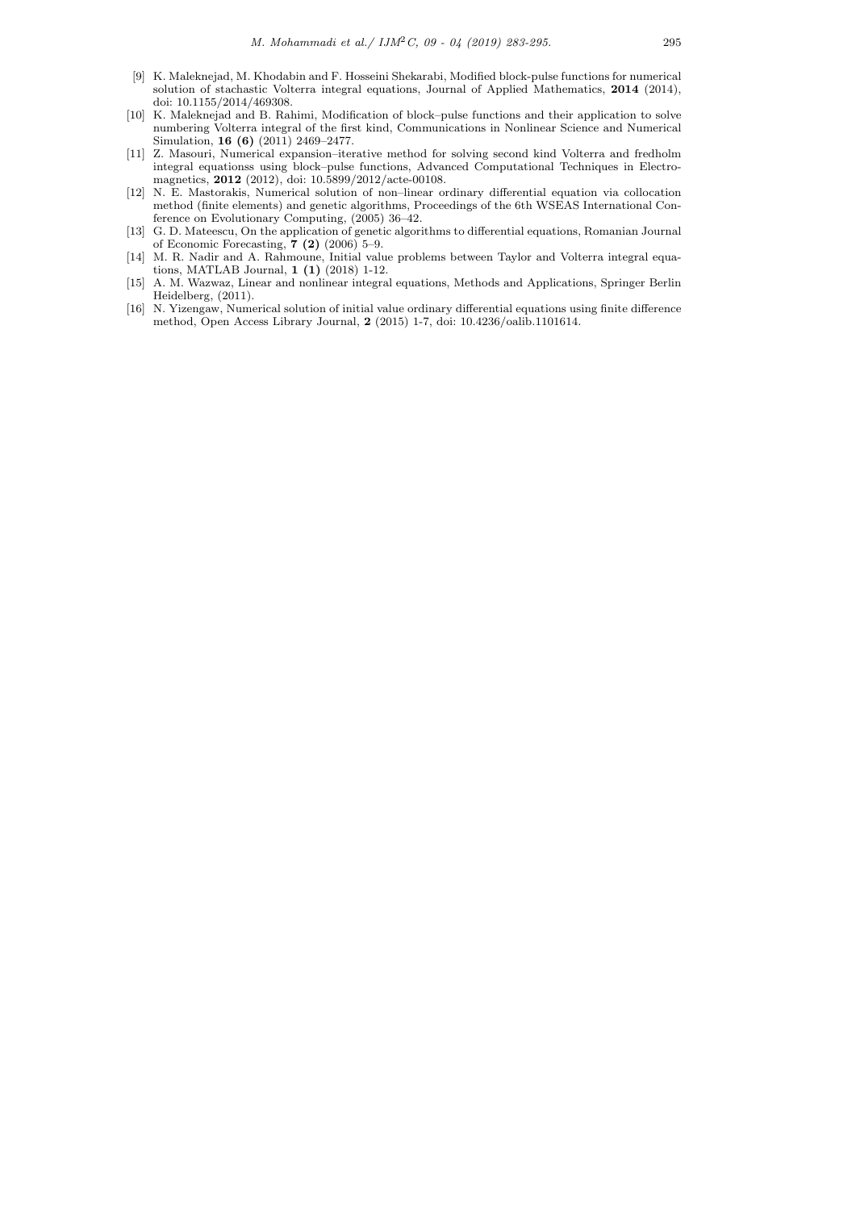[9] K. Maleknejad, M. Khodabin and F. Hosseini Shekarabi, Modified block-pulse functions for numerical solution of stachastic Volterra integral equations, Journal of Applied Mathematics, **2014** (2014), doi: 10.1155/2014/469308.

[10] K. Maleknejad and B. Rahimi, Modification of block–pulse functions and their application to solve numbering Volterra integral of the first kind, Communications in Nonlinear Science and Numerical Simulation, **16 (6)** (2011) 2469–2477.

[11] Z. Masouri, Numerical expansion–iterative method for solving second kind Volterra and fredholm integral equationss using block–pulse functions, Advanced Computational Techniques in Electromagnetics, **2012** (2012), doi: 10.5899/2012/acte-00108.

[12] N. E. Mastorakis, Numerical solution of non–linear ordinary differential equation via collocation method (finite elements) and genetic algorithms, Proceedings of the 6th WSEAS International Conference on Evolutionary Computing, (2005) 36–42.

[13] G. D. Mateescu, On the application of genetic algorithms to differential equations, Romanian Journal of Economic Forecasting, **7 (2)** (2006) 5–9.

[14] M. R. Nadir and A. Rahmoune, Initial value problems between Taylor and Volterra integral equations, MATLAB Journal, **1 (1)** (2018) 1-12.

[15] A. M. Wazwaz, Linear and nonlinear integral equations, Methods and Applications, Springer Berlin Heidelberg, (2011).

[16] N. Yizengaw, Numerical solution of initial value ordinary differential equations using finite difference method, Open Access Library Journal, **2** (2015) 1-7, doi: 10.4236/oalib.1101614.